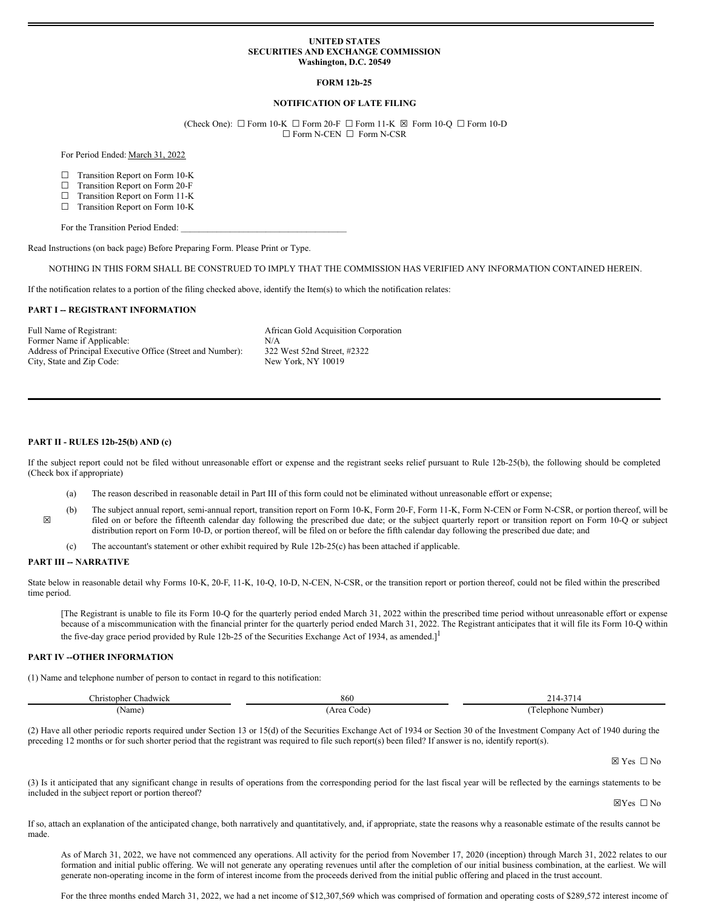# UNITED STATES
# SECURITIES AND EXCHANGE COMMISSION
**Washington, D.C. 20549**

**FORM 12b-25**

**NOTIFICATION OF LATE FILING**

(Check One): ☐ Form 10-K ☐ Form 20-F ☐ Form 11-K ☒ Form 10-Q ☐ Form 10-D ☐ Form N-CEN ☐ Form N-CSR

For Period Ended: March 31, 2022

☐ Transition Report on Form 10-K
☐ Transition Report on Form 20-F
☐ Transition Report on Form 11-K
☐ Transition Report on Form 10-K

For the Transition Period Ended: ____________________________________

Read Instructions (on back page) Before Preparing Form. Please Print or Type.

NOTHING IN THIS FORM SHALL BE CONSTRUED TO IMPLY THAT THE COMMISSION HAS VERIFIED ANY INFORMATION CONTAINED HEREIN.

If the notification relates to a portion of the filing checked above, identify the Item(s) to which the notification relates:

## PART I -- REGISTRANT INFORMATION

| | |
|---|---|
| Full Name of Registrant: | African Gold Acquisition Corporation |
| Former Name if Applicable: | N/A |
| Address of Principal Executive Office (Street and Number): | 322 West 52nd Street, #2322 |
| City, State and Zip Code: | New York, NY 10019 |

## PART II - RULES 12b-25(b) AND (c)

If the subject report could not be filed without unreasonable effort or expense and the registrant seeks relief pursuant to Rule 12b-25(b), the following should be completed (Check box if appropriate)

☒

(a) The reason described in reasonable detail in Part III of this form could not be eliminated without unreasonable effort or expense;

(b) The subject annual report, semi-annual report, transition report on Form 10-K, Form 20-F, Form 11-K, Form N-CEN or Form N-CSR, or portion thereof, will be filed on or before the fifteenth calendar day following the prescribed due date; or the subject quarterly report or transition report on Form 10-Q or subject distribution report on Form 10-D, or portion thereof, will be filed on or before the fifth calendar day following the prescribed due date; and

(c) The accountant's statement or other exhibit required by Rule 12b-25(c) has been attached if applicable.

## PART III -- NARRATIVE

State below in reasonable detail why Forms 10-K, 20-F, 11-K, 10-Q, 10-D, N-CEN, N-CSR, or the transition report or portion thereof, could not be filed within the prescribed time period.

[The Registrant is unable to file its Form 10-Q for the quarterly period ended March 31, 2022 within the prescribed time period without unreasonable effort or expense because of a miscommunication with the financial printer for the quarterly period ended March 31, 2022. The Registrant anticipates that it will file its Form 10-Q within the five-day grace period provided by Rule 12b-25 of the Securities Exchange Act of 1934, as amended.][1]

## PART IV --OTHER INFORMATION

(1) Name and telephone number of person to contact in regard to this notification:

| Christopher Chadwick | 860 | 214-3714 |
|---|---|---|
| (Name) | (Area Code) | (Telephone Number) |

(2) Have all other periodic reports required under Section 13 or 15(d) of the Securities Exchange Act of 1934 or Section 30 of the Investment Company Act of 1940 during the preceding 12 months or for such shorter period that the registrant was required to file such report(s) been filed? If answer is no, identify report(s).

☒ Yes ☐ No

(3) Is it anticipated that any significant change in results of operations from the corresponding period for the last fiscal year will be reflected by the earnings statements to be included in the subject report or portion thereof?

☒Yes ☐ No

If so, attach an explanation of the anticipated change, both narratively and quantitatively, and, if appropriate, state the reasons why a reasonable estimate of the results cannot be made.

As of March 31, 2022, we have not commenced any operations. All activity for the period from November 17, 2020 (inception) through March 31, 2022 relates to our formation and initial public offering. We will not generate any operating revenues until after the completion of our initial business combination, at the earliest. We will generate non-operating income in the form of interest income from the proceeds derived from the initial public offering and placed in the trust account.

For the three months ended March 31, 2022, we had a net income of $12,307,569 which was comprised of formation and operating costs of $289,572 interest income of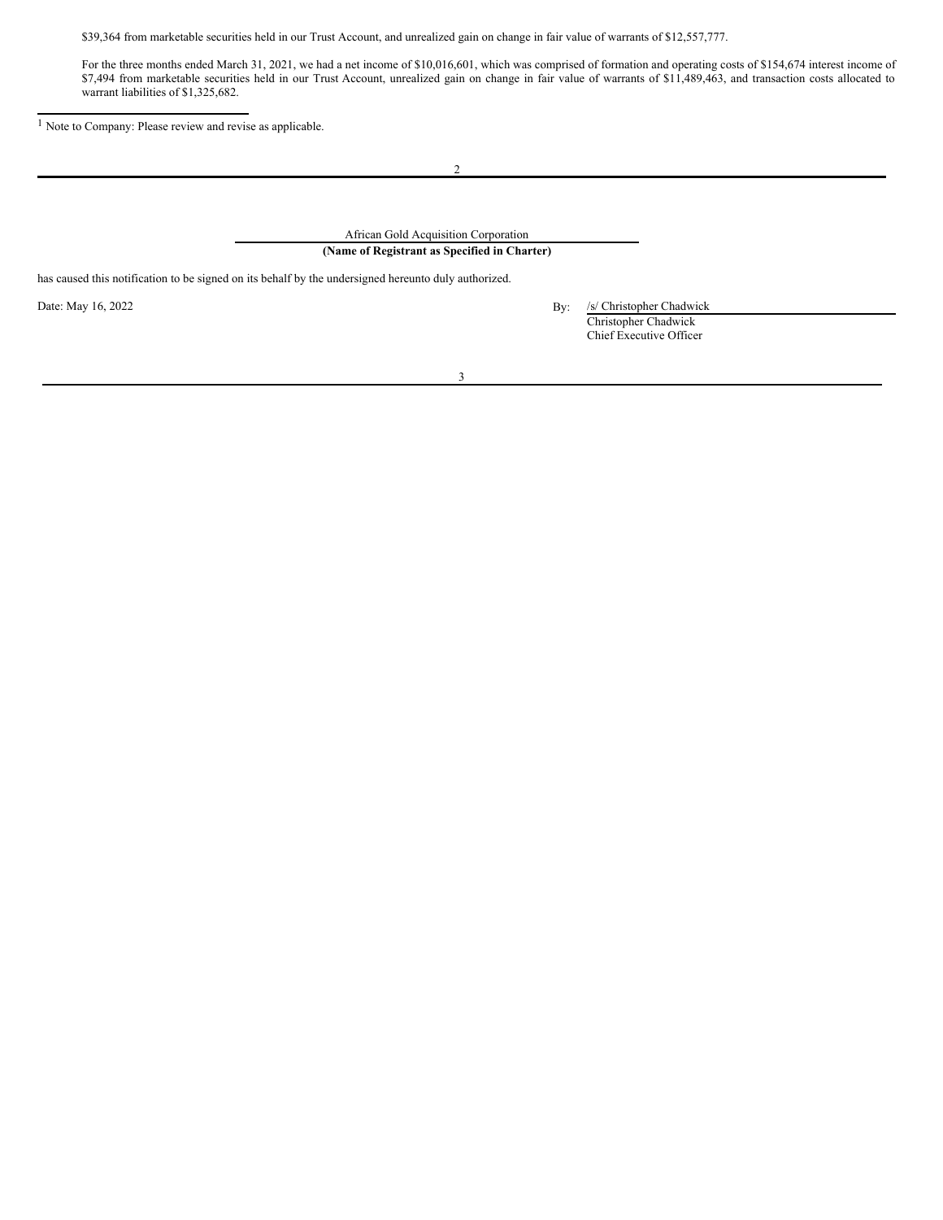$39,364 from marketable securities held in our Trust Account, and unrealized gain on change in fair value of warrants of $12,557,777.

For the three months ended March 31, 2021, we had a net income of $10,016,601, which was comprised of formation and operating costs of $154,674 interest income of $7,494 from marketable securities held in our Trust Account, unrealized gain on change in fair value of warrants of $11,489,463, and transaction costs allocated to warrant liabilities of $1,325,682.

[1] Note to Company: Please review and revise as applicable.

African Gold Acquisition Corporation

**(Name of Registrant as Specified in Charter)**

has caused this notification to be signed on its behalf by the undersigned hereunto duly authorized.

Date: May 16, 2022

By: /s/ Christopher Chadwick
Christopher Chadwick
Chief Executive Officer